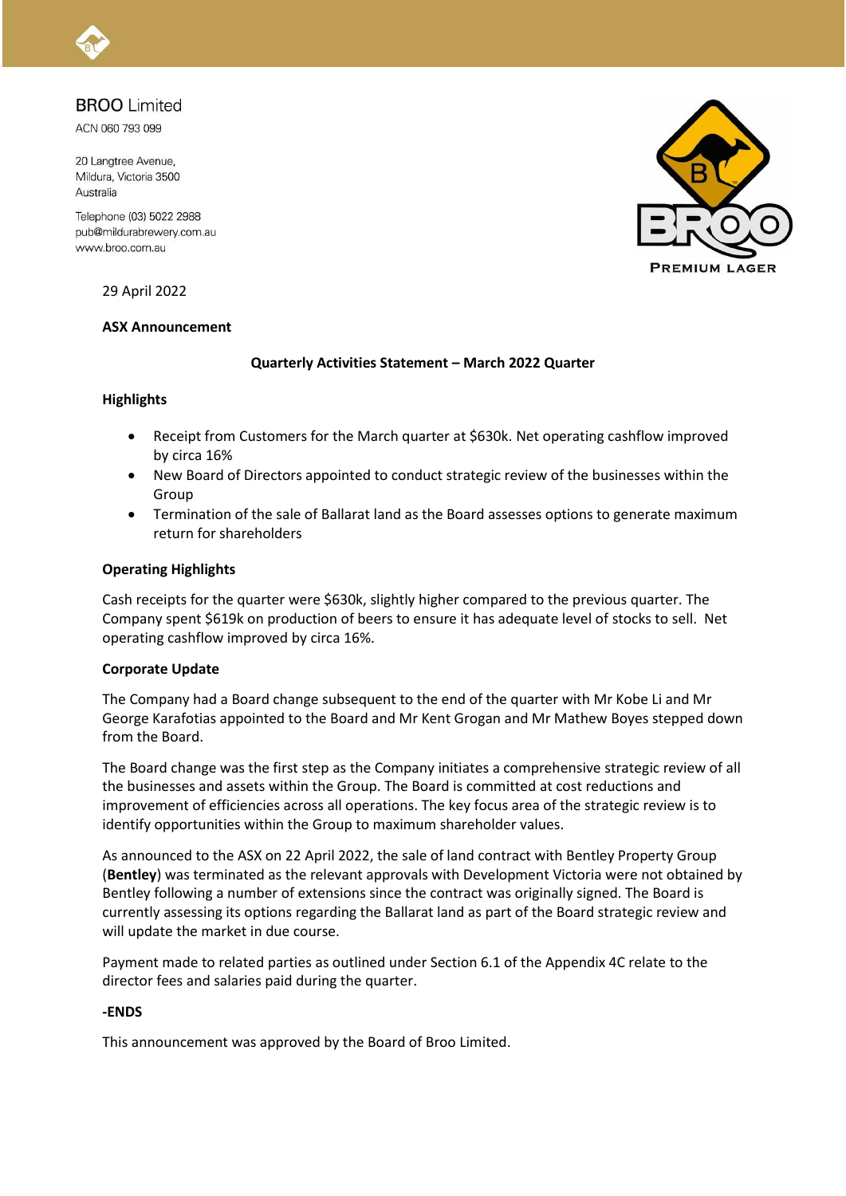BROO Limited

ACN 060 793 099

20 Langtree Avenue,
Mildura, Victoria 3500
Australia

Telephone (03) 5022 2988
pub@mildurabrewery.com.au
www.broo.com.au

29 April 2022

**ASX Announcement**

## Quarterly Activities Statement – March 2022 Quarter

### Highlights

- Receipt from Customers for the March quarter at $630k. Net operating cashflow improved by circa 16%
- New Board of Directors appointed to conduct strategic review of the businesses within the Group
- Termination of the sale of Ballarat land as the Board assesses options to generate maximum return for shareholders

### Operating Highlights

Cash receipts for the quarter were $630k, slightly higher compared to the previous quarter. The Company spent $619k on production of beers to ensure it has adequate level of stocks to sell. Net operating cashflow improved by circa 16%.

### Corporate Update

The Company had a Board change subsequent to the end of the quarter with Mr Kobe Li and Mr George Karafotias appointed to the Board and Mr Kent Grogan and Mr Mathew Boyes stepped down from the Board.

The Board change was the first step as the Company initiates a comprehensive strategic review of all the businesses and assets within the Group. The Board is committed at cost reductions and improvement of efficiencies across all operations. The key focus area of the strategic review is to identify opportunities within the Group to maximum shareholder values.

As announced to the ASX on 22 April 2022, the sale of land contract with Bentley Property Group (**Bentley**) was terminated as the relevant approvals with Development Victoria were not obtained by Bentley following a number of extensions since the contract was originally signed. The Board is currently assessing its options regarding the Ballarat land as part of the Board strategic review and will update the market in due course.

Payment made to related parties as outlined under Section 6.1 of the Appendix 4C relate to the director fees and salaries paid during the quarter.

**-ENDS**

This announcement was approved by the Board of Broo Limited.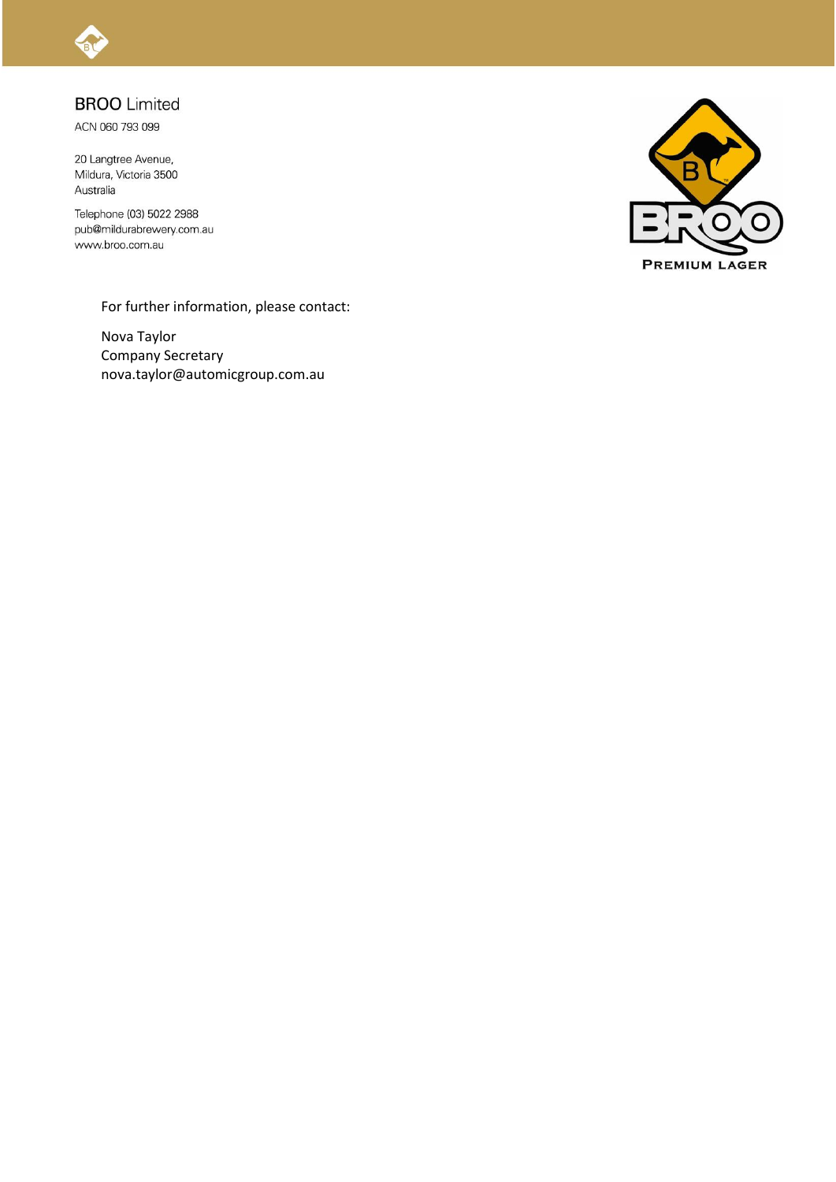BROO Limited
ACN 060 793 099

20 Langtree Avenue,
Mildura, Victoria 3500
Australia

Telephone (03) 5022 2988
pub@mildurabrewery.com.au
www.broo.com.au

For further information, please contact:

Nova Taylor
Company Secretary
nova.taylor@automicgroup.com.au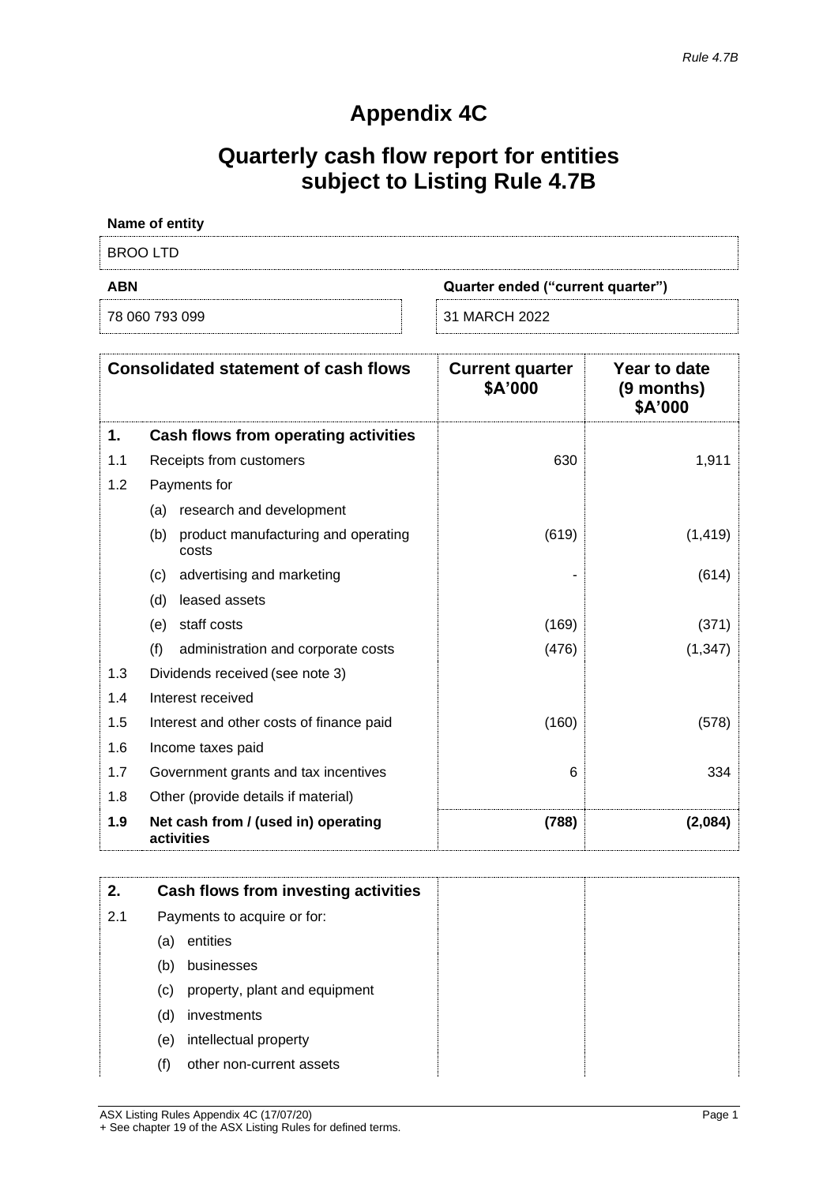*Rule 4.7B*

# Appendix 4C

## Quarterly cash flow report for entities subject to Listing Rule 4.7B

**Name of entity**

BROO LTD

| **ABN** | **Quarter ended ("current quarter")** |
|---|---|
| 78 060 793 099 | 31 MARCH 2022 |

| **Consolidated statement of cash flows** | | **Current quarter $A'000** | **Year to date (9 months) $A'000** |
|---|---|---|---|
| **1.** | **Cash flows from operating activities** | | |
| 1.1 | Receipts from customers | 630 | 1,911 |
| 1.2 | Payments for | | |
| | (a) research and development | | |
| | (b) product manufacturing and operating costs | (619) | (1,419) |
| | (c) advertising and marketing | - | (614) |
| | (d) leased assets | | |
| | (e) staff costs | (169) | (371) |
| | (f) administration and corporate costs | (476) | (1,347) |
| 1.3 | Dividends received (see note 3) | | |
| 1.4 | Interest received | | |
| 1.5 | Interest and other costs of finance paid | (160) | (578) |
| 1.6 | Income taxes paid | | |
| 1.7 | Government grants and tax incentives | 6 | 334 |
| 1.8 | Other (provide details if material) | | |
| **1.9** | **Net cash from / (used in) operating activities** | **(788)** | **(2,084)** |

| **2.** | **Cash flows from investing activities** | | |
|---|---|---|---|
| 2.1 | Payments to acquire or for: | | |
| | (a) entities | | |
| | (b) businesses | | |
| | (c) property, plant and equipment | | |
| | (d) investments | | |
| | (e) intellectual property | | |
| | (f) other non-current assets | | |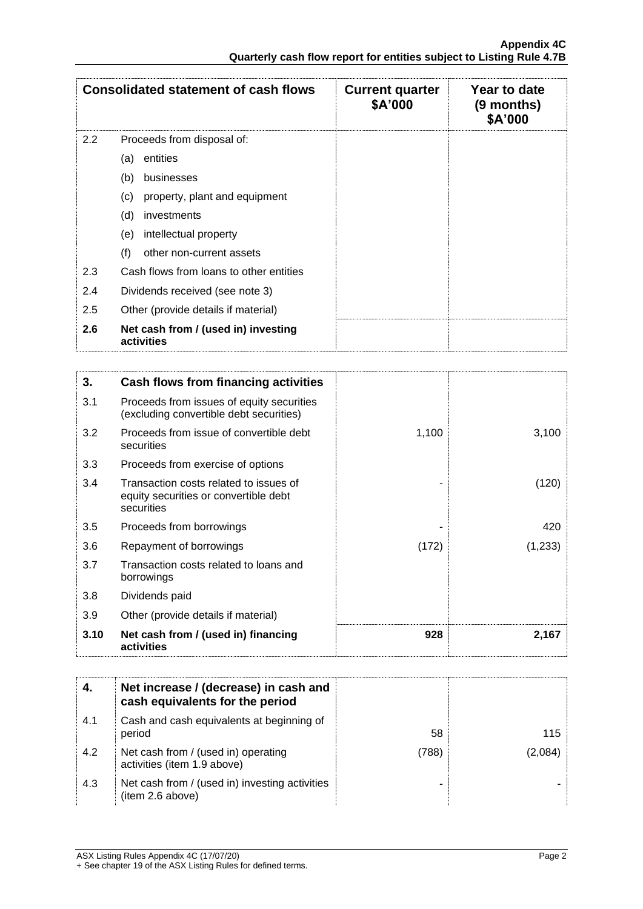| Consolidated statement of cash flows | | Current quarter $A'000 | Year to date (9 months) $A'000 |
|---|---|---|---|
| 2.2 | Proceeds from disposal of: | | |
| | (a) entities | | |
| | (b) businesses | | |
| | (c) property, plant and equipment | | |
| | (d) investments | | |
| | (e) intellectual property | | |
| | (f) other non-current assets | | |
| 2.3 | Cash flows from loans to other entities | | |
| 2.4 | Dividends received (see note 3) | | |
| 2.5 | Other (provide details if material) | | |
| **2.6** | **Net cash from / (used in) investing activities** | | |

| **3.** | **Cash flows from financing activities** | | |
|---|---|---|---|
| 3.1 | Proceeds from issues of equity securities (excluding convertible debt securities) | | |
| 3.2 | Proceeds from issue of convertible debt securities | 1,100 | 3,100 |
| 3.3 | Proceeds from exercise of options | | |
| 3.4 | Transaction costs related to issues of equity securities or convertible debt securities | - | (120) |
| 3.5 | Proceeds from borrowings | - | 420 |
| 3.6 | Repayment of borrowings | (172) | (1,233) |
| 3.7 | Transaction costs related to loans and borrowings | | |
| 3.8 | Dividends paid | | |
| 3.9 | Other (provide details if material) | | |
| **3.10** | **Net cash from / (used in) financing activities** | **928** | **2,167** |

| **4.** | **Net increase / (decrease) in cash and cash equivalents for the period** | | |
|---|---|---|---|
| 4.1 | Cash and cash equivalents at beginning of period | 58 | 115 |
| 4.2 | Net cash from / (used in) operating activities (item 1.9 above) | (788) | (2,084) |
| 4.3 | Net cash from / (used in) investing activities (item 2.6 above) | - | - |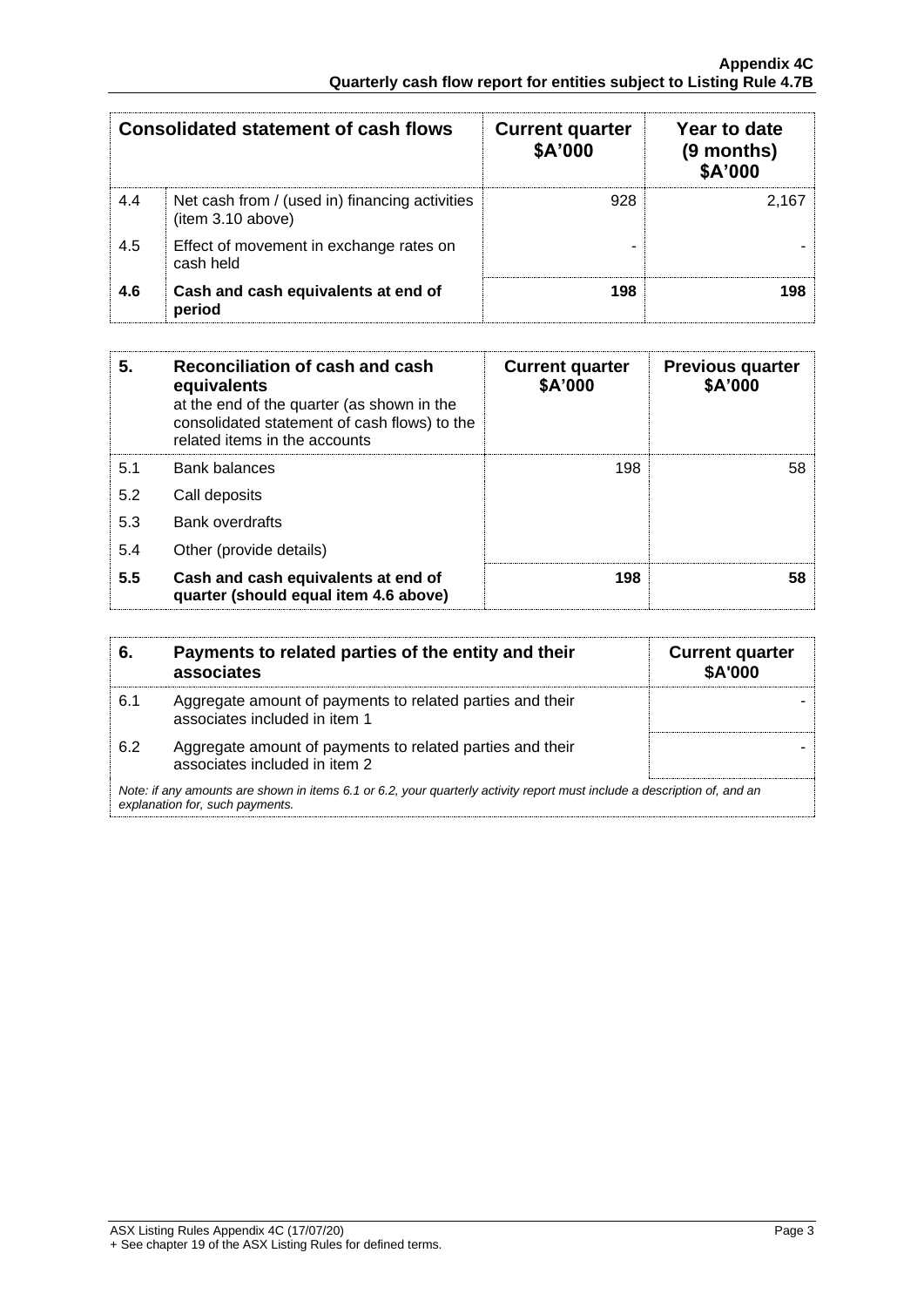| Consolidated statement of cash flows | | Current quarter $A'000 | Year to date (9 months) $A'000 |
|---|---|---|---|
| 4.4 | Net cash from / (used in) financing activities (item 3.10 above) | 928 | 2,167 |
| 4.5 | Effect of movement in exchange rates on cash held | - | - |
| **4.6** | **Cash and cash equivalents at end of period** | **198** | **198** |

| **5.** | **Reconciliation of cash and cash equivalents** at the end of the quarter (as shown in the consolidated statement of cash flows) to the related items in the accounts | **Current quarter $A'000** | **Previous quarter $A'000** |
|---|---|---|---|
| 5.1 | Bank balances | 198 | 58 |
| 5.2 | Call deposits | | |
| 5.3 | Bank overdrafts | | |
| 5.4 | Other (provide details) | | |
| **5.5** | **Cash and cash equivalents at end of quarter (should equal item 4.6 above)** | **198** | **58** |

| **6.** | **Payments to related parties of the entity and their associates** | **Current quarter $A'000** |
|---|---|---|
| 6.1 | Aggregate amount of payments to related parties and their associates included in item 1 | - |
| 6.2 | Aggregate amount of payments to related parties and their associates included in item 2 | - |

*Note: if any amounts are shown in items 6.1 or 6.2, your quarterly activity report must include a description of, and an explanation for, such payments.*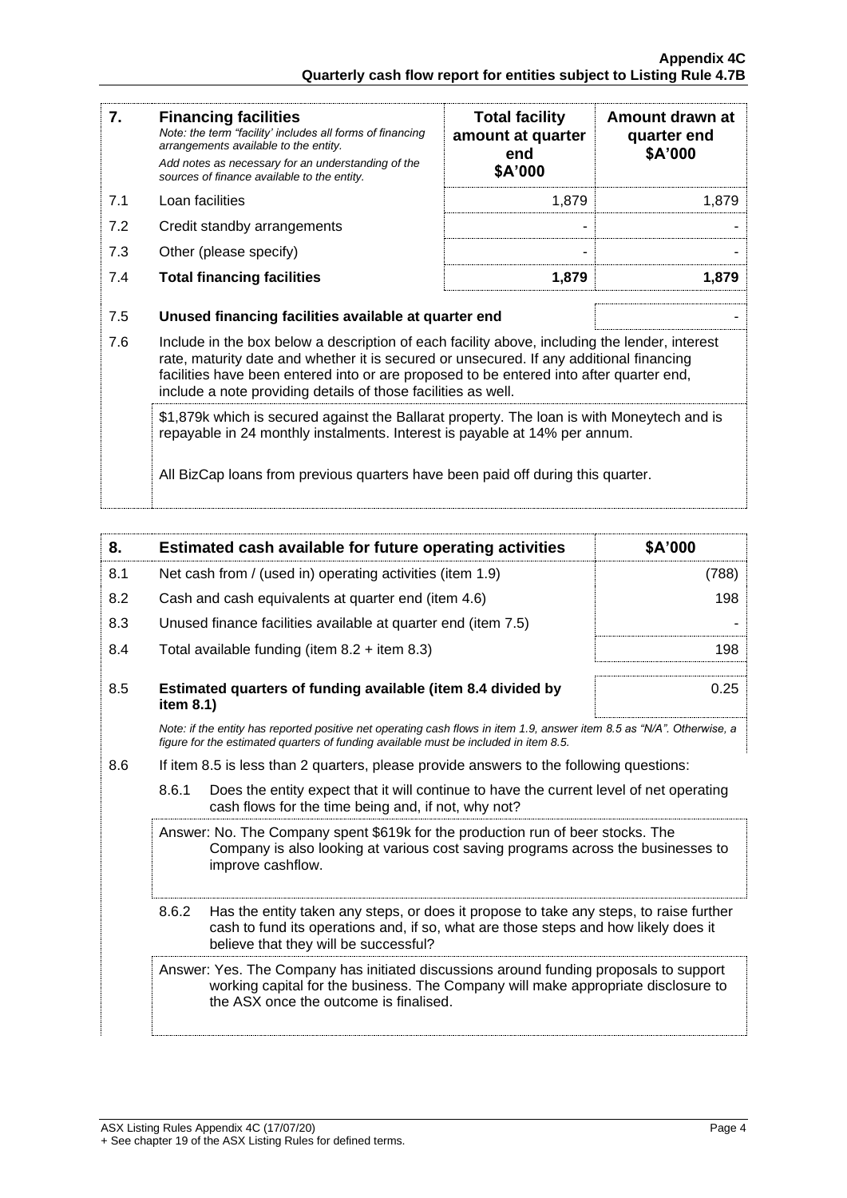| 7. | **Financing facilities**<br>*Note: the term "facility' includes all forms of financing arrangements available to the entity.*<br>*Add notes as necessary for an understanding of the sources of finance available to the entity.* | **Total facility amount at quarter end $A'000** | **Amount drawn at quarter end $A'000** |
|---|---|---|---|
| 7.1 | Loan facilities | 1,879 | 1,879 |
| 7.2 | Credit standby arrangements | - | - |
| 7.3 | Other (please specify) | - | - |
| 7.4 | **Total financing facilities** | **1,879** | **1,879** |

| | | |
|---|---|---|
| 7.5 | **Unused financing facilities available at quarter end** | - |

7.6 Include in the box below a description of each facility above, including the lender, interest rate, maturity date and whether it is secured or unsecured. If any additional financing facilities have been entered into or are proposed to be entered into after quarter end, include a note providing details of those facilities as well.

> $1,879k which is secured against the Ballarat property. The loan is with Moneytech and is repayable in 24 monthly instalments. Interest is payable at 14% per annum.
>
> All BizCap loans from previous quarters have been paid off during this quarter.

| 8. | **Estimated cash available for future operating activities** | **$A'000** |
|---|---|---|
| 8.1 | Net cash from / (used in) operating activities (item 1.9) | (788) |
| 8.2 | Cash and cash equivalents at quarter end (item 4.6) | 198 |
| 8.3 | Unused finance facilities available at quarter end (item 7.5) | - |
| 8.4 | Total available funding (item 8.2 + item 8.3) | 198 |
| 8.5 | **Estimated quarters of funding available (item 8.4 divided by item 8.1)** | 0.25 |

*Note: if the entity has reported positive net operating cash flows in item 1.9, answer item 8.5 as "N/A". Otherwise, a figure for the estimated quarters of funding available must be included in item 8.5.*

8.6 If item 8.5 is less than 2 quarters, please provide answers to the following questions:

8.6.1 Does the entity expect that it will continue to have the current level of net operating cash flows for the time being and, if not, why not?

> Answer: No. The Company spent $619k for the production run of beer stocks. The Company is also looking at various cost saving programs across the businesses to improve cashflow.

8.6.2 Has the entity taken any steps, or does it propose to take any steps, to raise further cash to fund its operations and, if so, what are those steps and how likely does it believe that they will be successful?

> Answer: Yes. The Company has initiated discussions around funding proposals to support working capital for the business. The Company will make appropriate disclosure to the ASX once the outcome is finalised.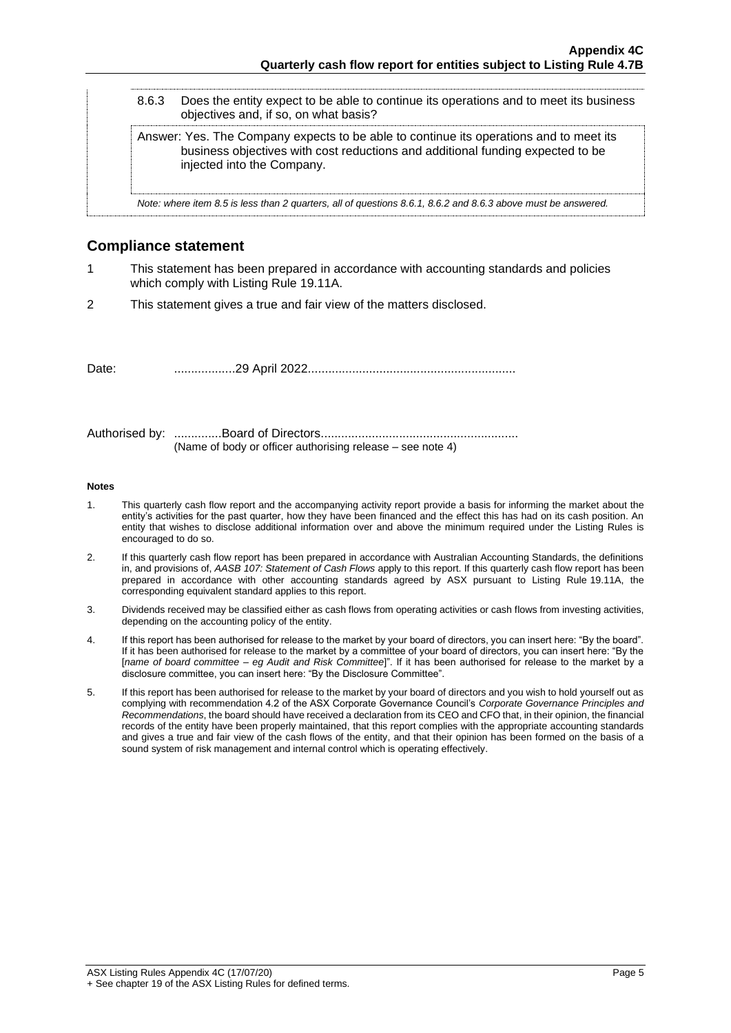8.6.3 Does the entity expect to be able to continue its operations and to meet its business objectives and, if so, on what basis?

Answer: Yes. The Company expects to be able to continue its operations and to meet its business objectives with cost reductions and additional funding expected to be injected into the Company.

*Note: where item 8.5 is less than 2 quarters, all of questions 8.6.1, 8.6.2 and 8.6.3 above must be answered.*

## Compliance statement

1. This statement has been prepared in accordance with accounting standards and policies which comply with Listing Rule 19.11A.
2. This statement gives a true and fair view of the matters disclosed.

Date: ..................29 April 2022............................................................

Authorised by: ..............Board of Directors..........................................................
(Name of body or officer authorising release – see note 4)

**Notes**

1. This quarterly cash flow report and the accompanying activity report provide a basis for informing the market about the entity's activities for the past quarter, how they have been financed and the effect this has had on its cash position. An entity that wishes to disclose additional information over and above the minimum required under the Listing Rules is encouraged to do so.
2. If this quarterly cash flow report has been prepared in accordance with Australian Accounting Standards, the definitions in, and provisions of, *AASB 107: Statement of Cash Flows* apply to this report. If this quarterly cash flow report has been prepared in accordance with other accounting standards agreed by ASX pursuant to Listing Rule 19.11A, the corresponding equivalent standard applies to this report.
3. Dividends received may be classified either as cash flows from operating activities or cash flows from investing activities, depending on the accounting policy of the entity.
4. If this report has been authorised for release to the market by your board of directors, you can insert here: "By the board". If it has been authorised for release to the market by a committee of your board of directors, you can insert here: "By the [*name of board committee – eg Audit and Risk Committee*]". If it has been authorised for release to the market by a disclosure committee, you can insert here: "By the Disclosure Committee".
5. If this report has been authorised for release to the market by your board of directors and you wish to hold yourself out as complying with recommendation 4.2 of the ASX Corporate Governance Council's *Corporate Governance Principles and Recommendations*, the board should have received a declaration from its CEO and CFO that, in their opinion, the financial records of the entity have been properly maintained, that this report complies with the appropriate accounting standards and gives a true and fair view of the cash flows of the entity, and that their opinion has been formed on the basis of a sound system of risk management and internal control which is operating effectively.